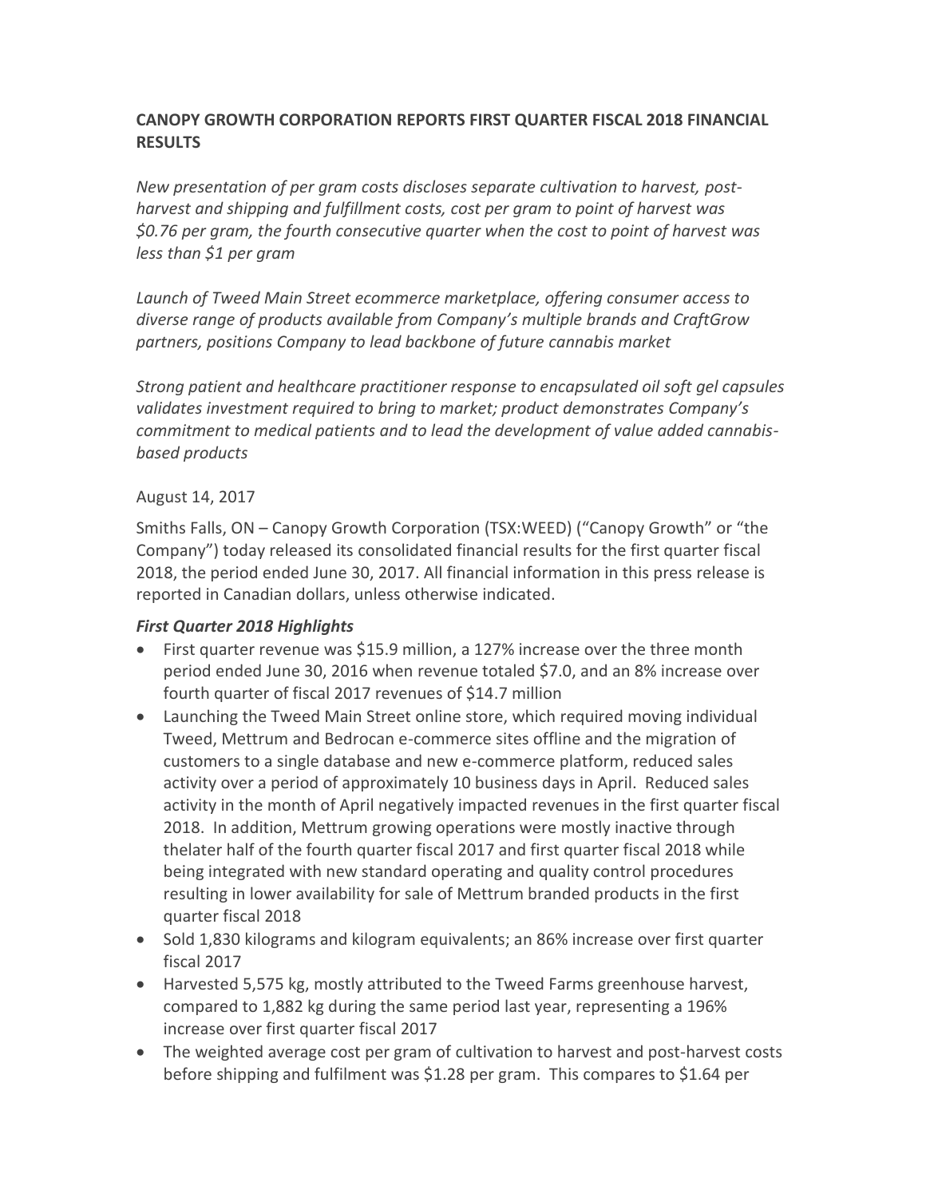## CANOPY GROWTH CORPORATION REPORTS FIRST QUARTER FISCAL 2018 FINANCIAL RESULTS

*New presentation of per gram costs discloses separate cultivation to harvest, post-harvest and shipping and fulfillment costs, cost per gram to point of harvest was $0.76 per gram, the fourth consecutive quarter when the cost to point of harvest was less than $1 per gram*

*Launch of Tweed Main Street ecommerce marketplace, offering consumer access to diverse range of products available from Company's multiple brands and CraftGrow partners, positions Company to lead backbone of future cannabis market*

*Strong patient and healthcare practitioner response to encapsulated oil soft gel capsules validates investment required to bring to market; product demonstrates Company's commitment to medical patients and to lead the development of value added cannabis-based products*

August 14, 2017

Smiths Falls, ON – Canopy Growth Corporation (TSX:WEED) ("Canopy Growth" or "the Company") today released its consolidated financial results for the first quarter fiscal 2018, the period ended June 30, 2017. All financial information in this press release is reported in Canadian dollars, unless otherwise indicated.

### *First Quarter 2018 Highlights*

- First quarter revenue was $15.9 million, a 127% increase over the three month period ended June 30, 2016 when revenue totaled $7.0, and an 8% increase over fourth quarter of fiscal 2017 revenues of $14.7 million
- Launching the Tweed Main Street online store, which required moving individual Tweed, Mettrum and Bedrocan e-commerce sites offline and the migration of customers to a single database and new e-commerce platform, reduced sales activity over a period of approximately 10 business days in April. Reduced sales activity in the month of April negatively impacted revenues in the first quarter fiscal 2018. In addition, Mettrum growing operations were mostly inactive through thelater half of the fourth quarter fiscal 2017 and first quarter fiscal 2018 while being integrated with new standard operating and quality control procedures resulting in lower availability for sale of Mettrum branded products in the first quarter fiscal 2018
- Sold 1,830 kilograms and kilogram equivalents; an 86% increase over first quarter fiscal 2017
- Harvested 5,575 kg, mostly attributed to the Tweed Farms greenhouse harvest, compared to 1,882 kg during the same period last year, representing a 196% increase over first quarter fiscal 2017
- The weighted average cost per gram of cultivation to harvest and post-harvest costs before shipping and fulfilment was $1.28 per gram. This compares to $1.64 per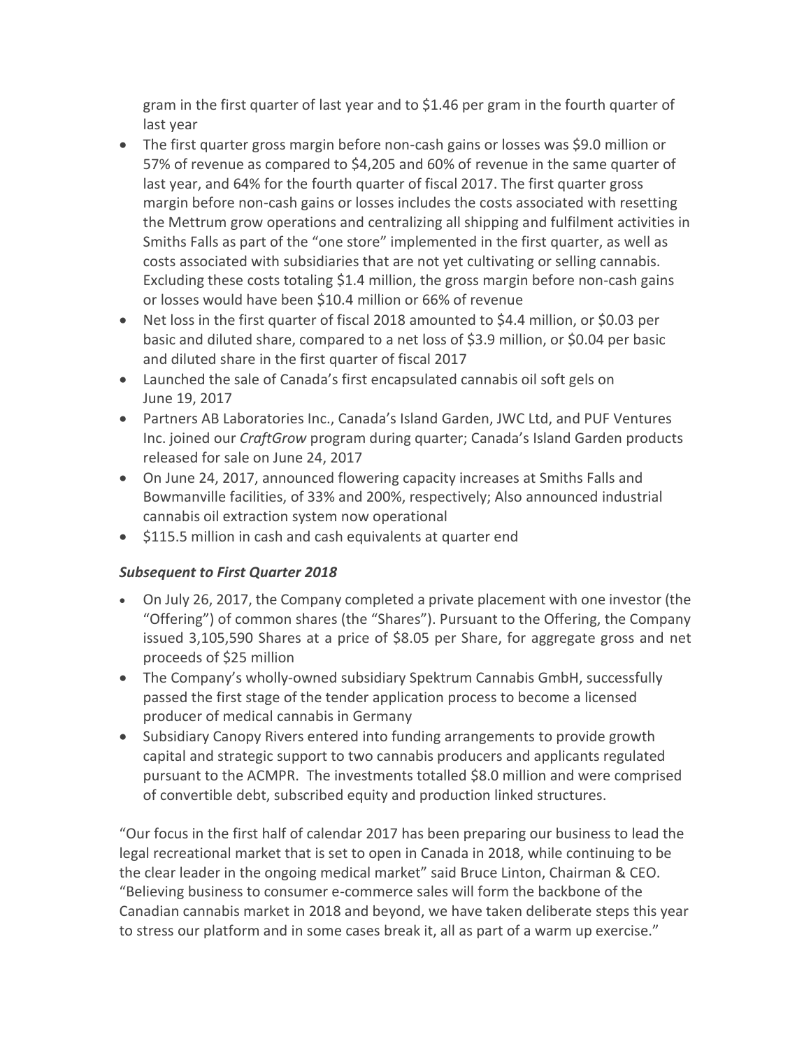gram in the first quarter of last year and to $1.46 per gram in the fourth quarter of last year

- The first quarter gross margin before non-cash gains or losses was $9.0 million or 57% of revenue as compared to $4,205 and 60% of revenue in the same quarter of last year, and 64% for the fourth quarter of fiscal 2017. The first quarter gross margin before non-cash gains or losses includes the costs associated with resetting the Mettrum grow operations and centralizing all shipping and fulfilment activities in Smiths Falls as part of the "one store" implemented in the first quarter, as well as costs associated with subsidiaries that are not yet cultivating or selling cannabis. Excluding these costs totaling $1.4 million, the gross margin before non-cash gains or losses would have been $10.4 million or 66% of revenue
- Net loss in the first quarter of fiscal 2018 amounted to $4.4 million, or $0.03 per basic and diluted share, compared to a net loss of $3.9 million, or $0.04 per basic and diluted share in the first quarter of fiscal 2017
- Launched the sale of Canada's first encapsulated cannabis oil soft gels on June 19, 2017
- Partners AB Laboratories Inc., Canada's Island Garden, JWC Ltd, and PUF Ventures Inc. joined our *CraftGrow* program during quarter; Canada's Island Garden products released for sale on June 24, 2017
- On June 24, 2017, announced flowering capacity increases at Smiths Falls and Bowmanville facilities, of 33% and 200%, respectively; Also announced industrial cannabis oil extraction system now operational
- $115.5 million in cash and cash equivalents at quarter end

### *Subsequent to First Quarter 2018*

- On July 26, 2017, the Company completed a private placement with one investor (the "Offering") of common shares (the "Shares"). Pursuant to the Offering, the Company issued 3,105,590 Shares at a price of $8.05 per Share, for aggregate gross and net proceeds of $25 million
- The Company's wholly-owned subsidiary Spektrum Cannabis GmbH, successfully passed the first stage of the tender application process to become a licensed producer of medical cannabis in Germany
- Subsidiary Canopy Rivers entered into funding arrangements to provide growth capital and strategic support to two cannabis producers and applicants regulated pursuant to the ACMPR. The investments totalled $8.0 million and were comprised of convertible debt, subscribed equity and production linked structures.

"Our focus in the first half of calendar 2017 has been preparing our business to lead the legal recreational market that is set to open in Canada in 2018, while continuing to be the clear leader in the ongoing medical market" said Bruce Linton, Chairman & CEO. "Believing business to consumer e-commerce sales will form the backbone of the Canadian cannabis market in 2018 and beyond, we have taken deliberate steps this year to stress our platform and in some cases break it, all as part of a warm up exercise."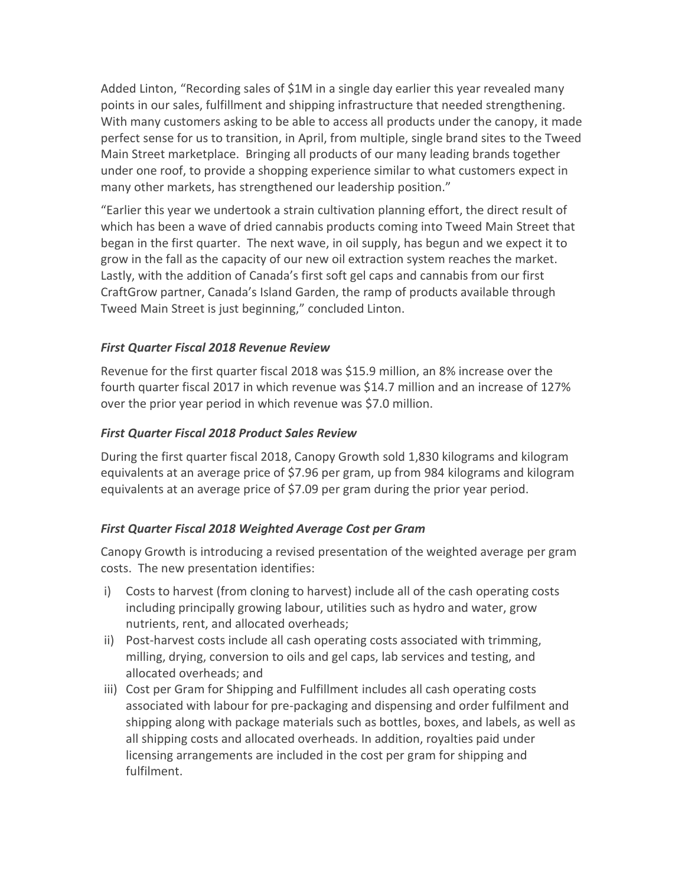Added Linton, “Recording sales of $1M in a single day earlier this year revealed many points in our sales, fulfillment and shipping infrastructure that needed strengthening. With many customers asking to be able to access all products under the canopy, it made perfect sense for us to transition, in April, from multiple, single brand sites to the Tweed Main Street marketplace. Bringing all products of our many leading brands together under one roof, to provide a shopping experience similar to what customers expect in many other markets, has strengthened our leadership position.”

“Earlier this year we undertook a strain cultivation planning effort, the direct result of which has been a wave of dried cannabis products coming into Tweed Main Street that began in the first quarter. The next wave, in oil supply, has begun and we expect it to grow in the fall as the capacity of our new oil extraction system reaches the market. Lastly, with the addition of Canada’s first soft gel caps and cannabis from our first CraftGrow partner, Canada’s Island Garden, the ramp of products available through Tweed Main Street is just beginning,” concluded Linton.

***First Quarter Fiscal 2018 Revenue Review***

Revenue for the first quarter fiscal 2018 was $15.9 million, an 8% increase over the fourth quarter fiscal 2017 in which revenue was $14.7 million and an increase of 127% over the prior year period in which revenue was $7.0 million.

***First Quarter Fiscal 2018 Product Sales Review***

During the first quarter fiscal 2018, Canopy Growth sold 1,830 kilograms and kilogram equivalents at an average price of $7.96 per gram, up from 984 kilograms and kilogram equivalents at an average price of $7.09 per gram during the prior year period.

***First Quarter Fiscal 2018 Weighted Average Cost per Gram***

Canopy Growth is introducing a revised presentation of the weighted average per gram costs. The new presentation identifies:

i) Costs to harvest (from cloning to harvest) include all of the cash operating costs including principally growing labour, utilities such as hydro and water, grow nutrients, rent, and allocated overheads;
ii) Post-harvest costs include all cash operating costs associated with trimming, milling, drying, conversion to oils and gel caps, lab services and testing, and allocated overheads; and
iii) Cost per Gram for Shipping and Fulfillment includes all cash operating costs associated with labour for pre-packaging and dispensing and order fulfilment and shipping along with package materials such as bottles, boxes, and labels, as well as all shipping costs and allocated overheads. In addition, royalties paid under licensing arrangements are included in the cost per gram for shipping and fulfilment.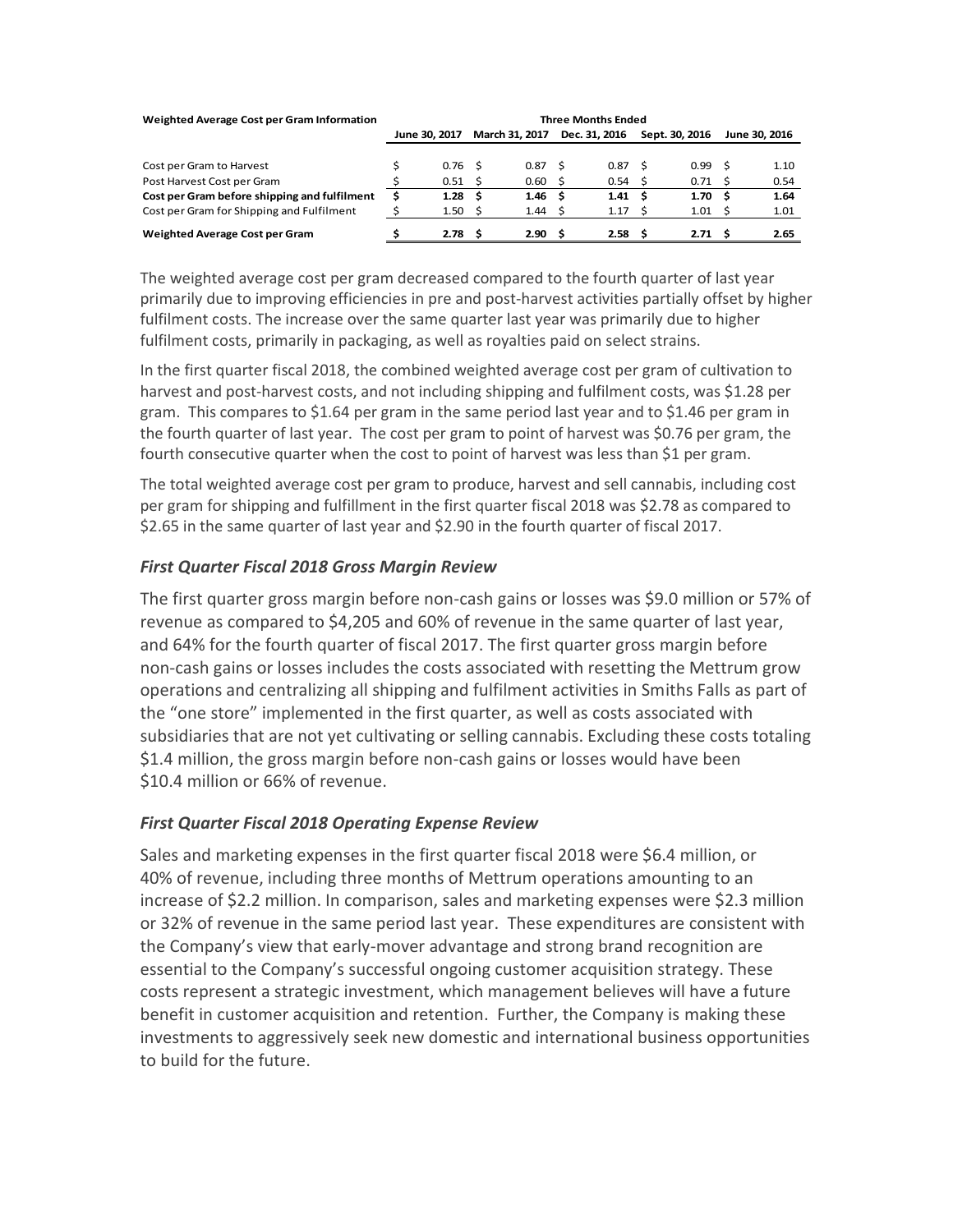| **Weighted Average Cost per Gram Information** | **Three Months Ended** | | | | |
|---|---|---|---|---|---|
| | **June 30, 2017** | **March 31, 2017** | **Dec. 31, 2016** | **Sept. 30, 2016** | **June 30, 2016** |
| Cost per Gram to Harvest | $ 0.76 | $ 0.87 | $ 0.87 | $ 0.99 | $ 1.10 |
| Post Harvest Cost per Gram | $ 0.51 | $ 0.60 | $ 0.54 | $ 0.71 | $ 0.54 |
| **Cost per Gram before shipping and fulfilment** | **$ 1.28** | **$ 1.46** | **$ 1.41** | **$ 1.70** | **$ 1.64** |
| Cost per Gram for Shipping and Fulfilment | $ 1.50 | $ 1.44 | $ 1.17 | $ 1.01 | $ 1.01 |
| **Weighted Average Cost per Gram** | **$ 2.78** | **$ 2.90** | **$ 2.58** | **$ 2.71** | **$ 2.65** |

The weighted average cost per gram decreased compared to the fourth quarter of last year primarily due to improving efficiencies in pre and post-harvest activities partially offset by higher fulfilment costs. The increase over the same quarter last year was primarily due to higher fulfilment costs, primarily in packaging, as well as royalties paid on select strains.

In the first quarter fiscal 2018, the combined weighted average cost per gram of cultivation to harvest and post-harvest costs, and not including shipping and fulfilment costs, was $1.28 per gram. This compares to $1.64 per gram in the same period last year and to $1.46 per gram in the fourth quarter of last year. The cost per gram to point of harvest was $0.76 per gram, the fourth consecutive quarter when the cost to point of harvest was less than $1 per gram.

The total weighted average cost per gram to produce, harvest and sell cannabis, including cost per gram for shipping and fulfillment in the first quarter fiscal 2018 was $2.78 as compared to $2.65 in the same quarter of last year and $2.90 in the fourth quarter of fiscal 2017.

### *First Quarter Fiscal 2018 Gross Margin Review*

The first quarter gross margin before non-cash gains or losses was $9.0 million or 57% of revenue as compared to $4,205 and 60% of revenue in the same quarter of last year, and 64% for the fourth quarter of fiscal 2017. The first quarter gross margin before non-cash gains or losses includes the costs associated with resetting the Mettrum grow operations and centralizing all shipping and fulfilment activities in Smiths Falls as part of the "one store" implemented in the first quarter, as well as costs associated with subsidiaries that are not yet cultivating or selling cannabis. Excluding these costs totaling $1.4 million, the gross margin before non-cash gains or losses would have been $10.4 million or 66% of revenue.

### *First Quarter Fiscal 2018 Operating Expense Review*

Sales and marketing expenses in the first quarter fiscal 2018 were $6.4 million, or 40% of revenue, including three months of Mettrum operations amounting to an increase of $2.2 million. In comparison, sales and marketing expenses were $2.3 million or 32% of revenue in the same period last year. These expenditures are consistent with the Company's view that early-mover advantage and strong brand recognition are essential to the Company's successful ongoing customer acquisition strategy. These costs represent a strategic investment, which management believes will have a future benefit in customer acquisition and retention. Further, the Company is making these investments to aggressively seek new domestic and international business opportunities to build for the future.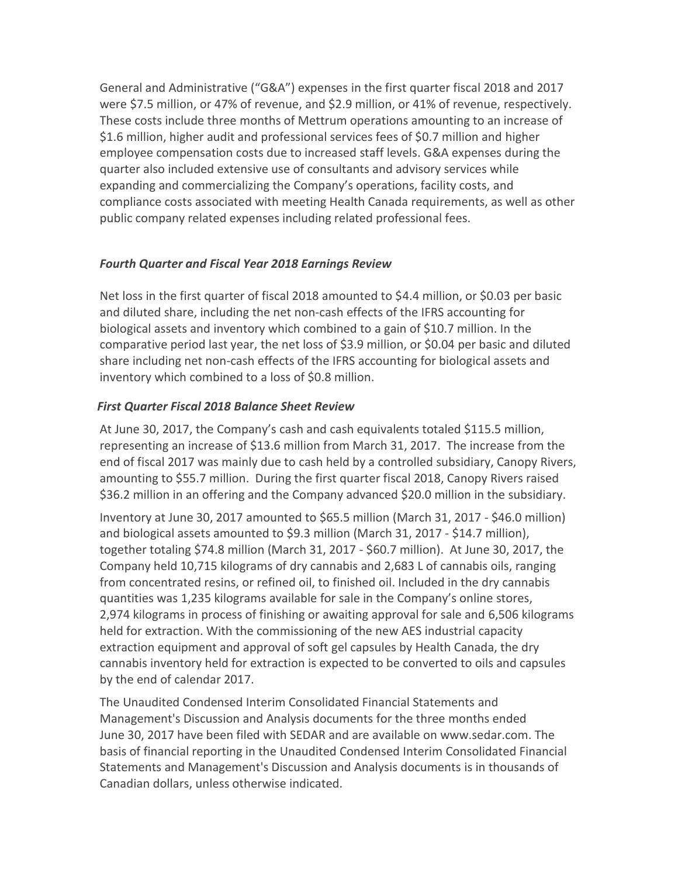General and Administrative ("G&A") expenses in the first quarter fiscal 2018 and 2017 were $7.5 million, or 47% of revenue, and $2.9 million, or 41% of revenue, respectively. These costs include three months of Mettrum operations amounting to an increase of $1.6 million, higher audit and professional services fees of $0.7 million and higher employee compensation costs due to increased staff levels. G&A expenses during the quarter also included extensive use of consultants and advisory services while expanding and commercializing the Company's operations, facility costs, and compliance costs associated with meeting Health Canada requirements, as well as other public company related expenses including related professional fees.

***Fourth Quarter and Fiscal Year 2018 Earnings Review***

Net loss in the first quarter of fiscal 2018 amounted to $4.4 million, or $0.03 per basic and diluted share, including the net non-cash effects of the IFRS accounting for biological assets and inventory which combined to a gain of $10.7 million. In the comparative period last year, the net loss of $3.9 million, or $0.04 per basic and diluted share including net non-cash effects of the IFRS accounting for biological assets and inventory which combined to a loss of $0.8 million.

***First Quarter Fiscal 2018 Balance Sheet Review***

At June 30, 2017, the Company's cash and cash equivalents totaled $115.5 million, representing an increase of $13.6 million from March 31, 2017. The increase from the end of fiscal 2017 was mainly due to cash held by a controlled subsidiary, Canopy Rivers, amounting to $55.7 million. During the first quarter fiscal 2018, Canopy Rivers raised $36.2 million in an offering and the Company advanced $20.0 million in the subsidiary.

Inventory at June 30, 2017 amounted to $65.5 million (March 31, 2017 - $46.0 million) and biological assets amounted to $9.3 million (March 31, 2017 - $14.7 million), together totaling $74.8 million (March 31, 2017 - $60.7 million). At June 30, 2017, the Company held 10,715 kilograms of dry cannabis and 2,683 L of cannabis oils, ranging from concentrated resins, or refined oil, to finished oil. Included in the dry cannabis quantities was 1,235 kilograms available for sale in the Company's online stores, 2,974 kilograms in process of finishing or awaiting approval for sale and 6,506 kilograms held for extraction. With the commissioning of the new AES industrial capacity extraction equipment and approval of soft gel capsules by Health Canada, the dry cannabis inventory held for extraction is expected to be converted to oils and capsules by the end of calendar 2017.

The Unaudited Condensed Interim Consolidated Financial Statements and Management's Discussion and Analysis documents for the three months ended June 30, 2017 have been filed with SEDAR and are available on www.sedar.com. The basis of financial reporting in the Unaudited Condensed Interim Consolidated Financial Statements and Management's Discussion and Analysis documents is in thousands of Canadian dollars, unless otherwise indicated.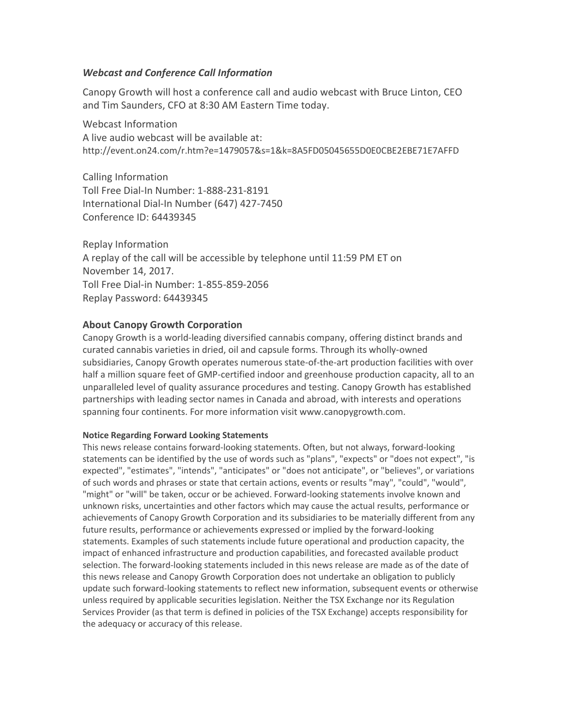### *Webcast and Conference Call Information*

Canopy Growth will host a conference call and audio webcast with Bruce Linton, CEO and Tim Saunders, CFO at 8:30 AM Eastern Time today.

Webcast Information
A live audio webcast will be available at:
http://event.on24.com/r.htm?e=1479057&s=1&k=8A5FD05045655D0E0CBE2EBE71E7AFFD

Calling Information
Toll Free Dial-In Number: 1-888-231-8191
International Dial-In Number (647) 427-7450
Conference ID: 64439345

Replay Information
A replay of the call will be accessible by telephone until 11:59 PM ET on November 14, 2017.
Toll Free Dial-in Number: 1-855-859-2056
Replay Password: 64439345

### About Canopy Growth Corporation

Canopy Growth is a world-leading diversified cannabis company, offering distinct brands and curated cannabis varieties in dried, oil and capsule forms. Through its wholly-owned subsidiaries, Canopy Growth operates numerous state-of-the-art production facilities with over half a million square feet of GMP-certified indoor and greenhouse production capacity, all to an unparalleled level of quality assurance procedures and testing. Canopy Growth has established partnerships with leading sector names in Canada and abroad, with interests and operations spanning four continents. For more information visit www.canopygrowth.com.

#### Notice Regarding Forward Looking Statements

This news release contains forward-looking statements. Often, but not always, forward-looking statements can be identified by the use of words such as "plans", "expects" or "does not expect", "is expected", "estimates", "intends", "anticipates" or "does not anticipate", or "believes", or variations of such words and phrases or state that certain actions, events or results "may", "could", "would", "might" or "will" be taken, occur or be achieved. Forward-looking statements involve known and unknown risks, uncertainties and other factors which may cause the actual results, performance or achievements of Canopy Growth Corporation and its subsidiaries to be materially different from any future results, performance or achievements expressed or implied by the forward-looking statements. Examples of such statements include future operational and production capacity, the impact of enhanced infrastructure and production capabilities, and forecasted available product selection. The forward-looking statements included in this news release are made as of the date of this news release and Canopy Growth Corporation does not undertake an obligation to publicly update such forward-looking statements to reflect new information, subsequent events or otherwise unless required by applicable securities legislation. Neither the TSX Exchange nor its Regulation Services Provider (as that term is defined in policies of the TSX Exchange) accepts responsibility for the adequacy or accuracy of this release.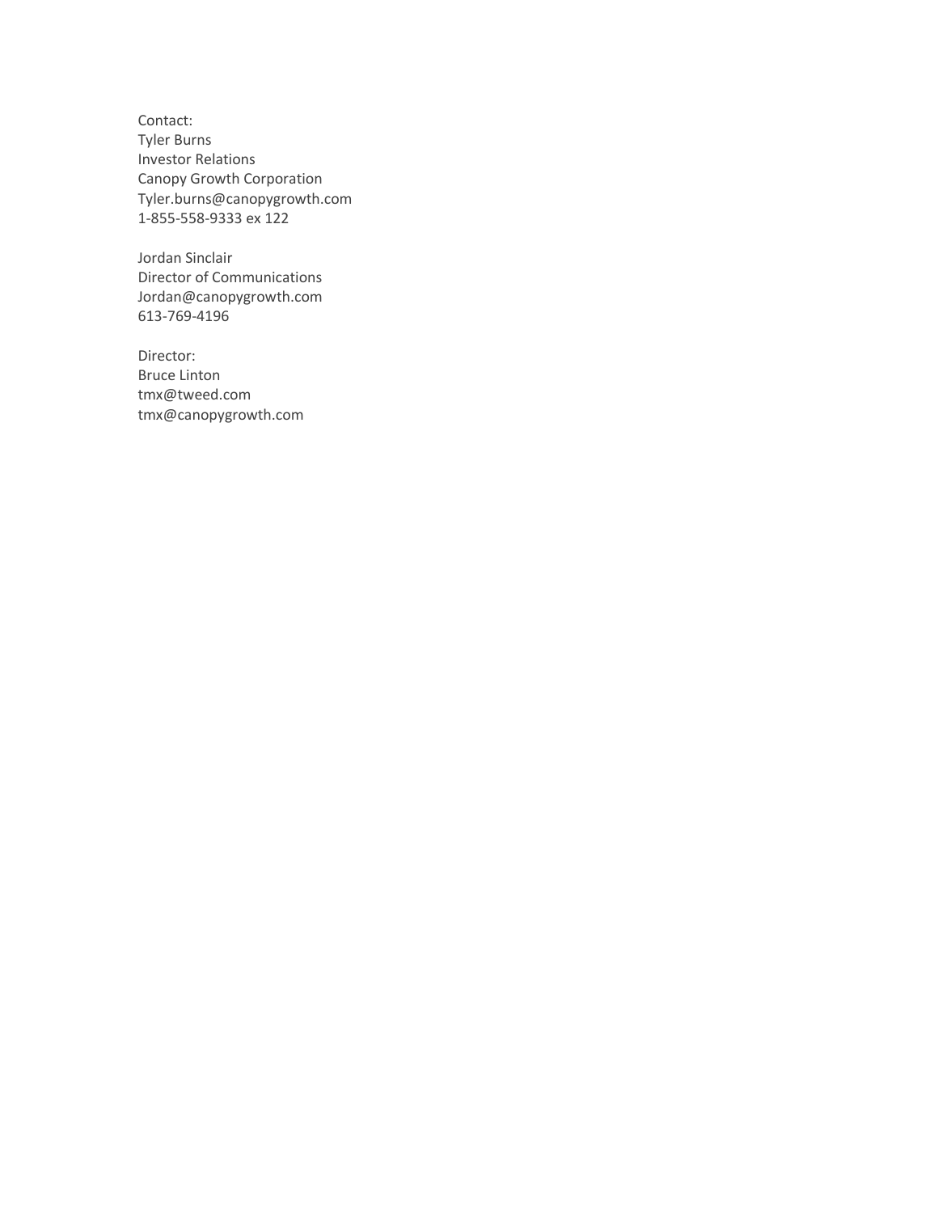Contact:
Tyler Burns
Investor Relations
Canopy Growth Corporation
Tyler.burns@canopygrowth.com
1-855-558-9333 ex 122

Jordan Sinclair
Director of Communications
Jordan@canopygrowth.com
613-769-4196

Director:
Bruce Linton
tmx@tweed.com
tmx@canopygrowth.com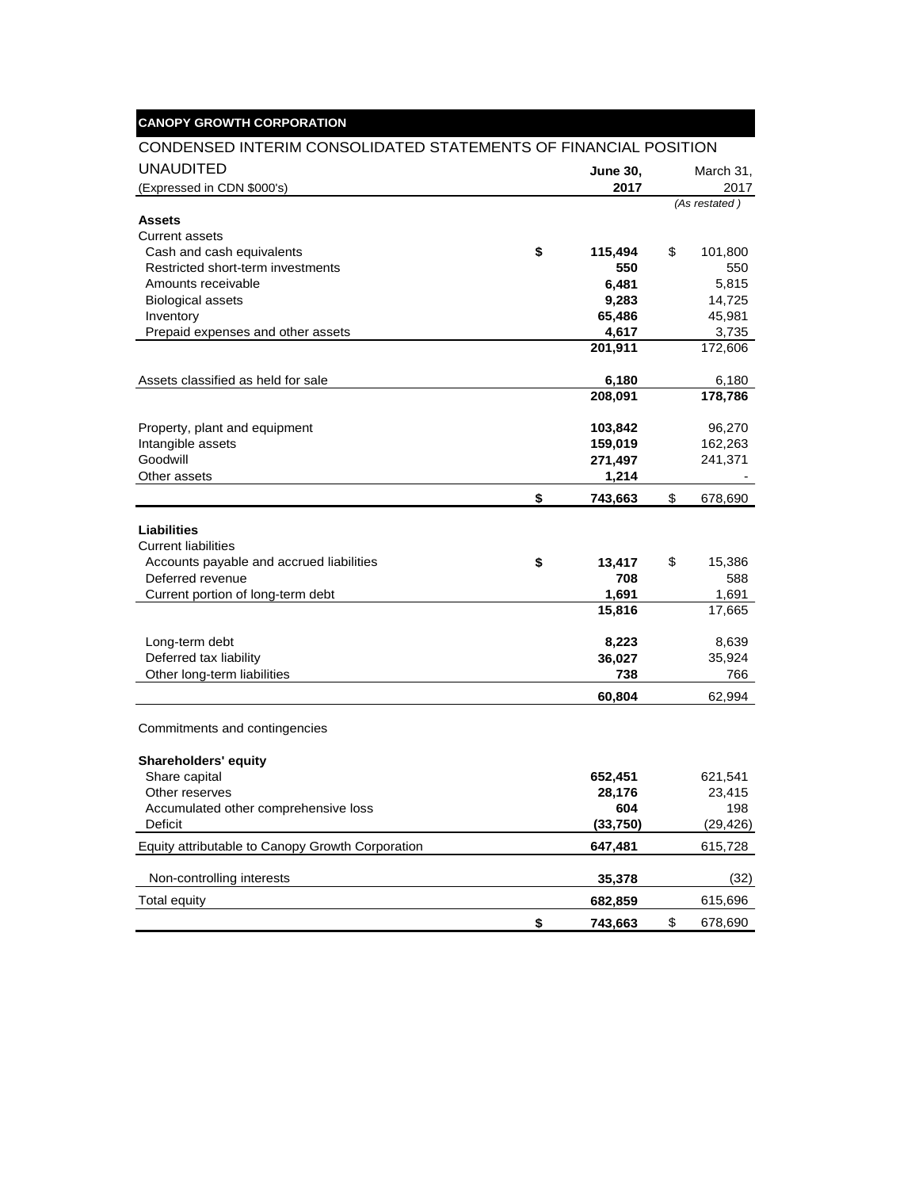**CANOPY GROWTH CORPORATION**

CONDENSED INTERIM CONSOLIDATED STATEMENTS OF FINANCIAL POSITION

UNAUDITED

| (Expressed in CDN $000's) | June 30, 2017 | March 31, 2017 *(As restated)* |
|---|---|---|
| **Assets** | | |
| Current assets | | |
| Cash and cash equivalents | $ 115,494 | $ 101,800 |
| Restricted short-term investments | 550 | 550 |
| Amounts receivable | 6,481 | 5,815 |
| Biological assets | 9,283 | 14,725 |
| Inventory | 65,486 | 45,981 |
| Prepaid expenses and other assets | 4,617 | 3,735 |
| | 201,911 | 172,606 |
| Assets classified as held for sale | 6,180 | 6,180 |
| | 208,091 | 178,786 |
| Property, plant and equipment | 103,842 | 96,270 |
| Intangible assets | 159,019 | 162,263 |
| Goodwill | 271,497 | 241,371 |
| Other assets | 1,214 | - |
| | $ 743,663 | $ 678,690 |
| **Liabilities** | | |
| Current liabilities | | |
| Accounts payable and accrued liabilities | $ 13,417 | $ 15,386 |
| Deferred revenue | 708 | 588 |
| Current portion of long-term debt | 1,691 | 1,691 |
| | 15,816 | 17,665 |
| Long-term debt | 8,223 | 8,639 |
| Deferred tax liability | 36,027 | 35,924 |
| Other long-term liabilities | 738 | 766 |
| | 60,804 | 62,994 |
| Commitments and contingencies | | |
| **Shareholders' equity** | | |
| Share capital | 652,451 | 621,541 |
| Other reserves | 28,176 | 23,415 |
| Accumulated other comprehensive loss | 604 | 198 |
| Deficit | (33,750) | (29,426) |
| Equity attributable to Canopy Growth Corporation | 647,481 | 615,728 |
| Non-controlling interests | 35,378 | (32) |
| Total equity | 682,859 | 615,696 |
| | $ 743,663 | $ 678,690 |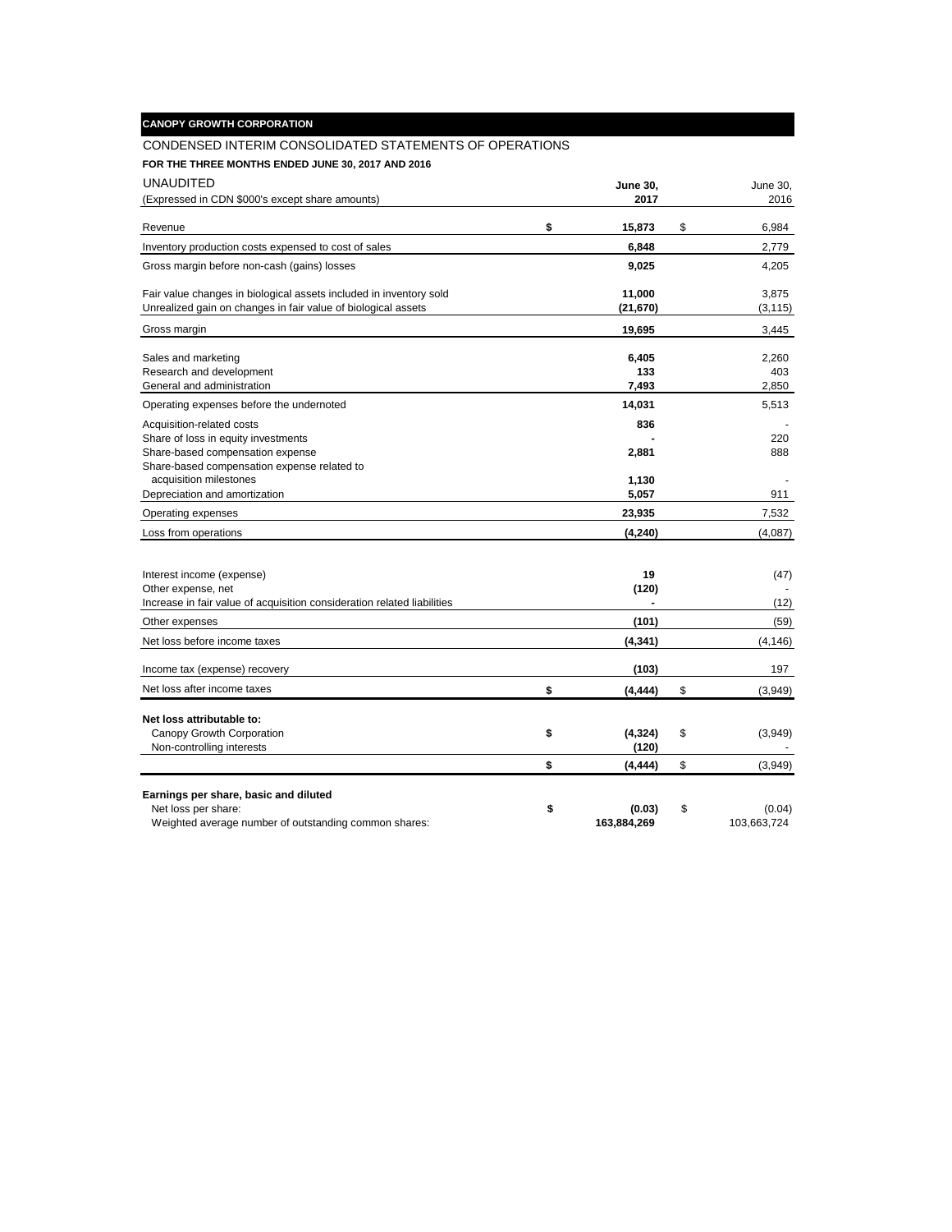**CANOPY GROWTH CORPORATION**

CONDENSED INTERIM CONSOLIDATED STATEMENTS OF OPERATIONS

**FOR THE THREE MONTHS ENDED JUNE 30, 2017 AND 2016**

UNAUDITED

| (Expressed in CDN $000's except share amounts) | **June 30, 2017** | June 30, 2016 |
|---|---|---|
| Revenue | **$ 15,873** | $ 6,984 |
| Inventory production costs expensed to cost of sales | **6,848** | 2,779 |
| Gross margin before non-cash (gains) losses | **9,025** | 4,205 |
| Fair value changes in biological assets included in inventory sold | **11,000** | 3,875 |
| Unrealized gain on changes in fair value of biological assets | **(21,670)** | (3,115) |
| Gross margin | **19,695** | 3,445 |
| Sales and marketing | **6,405** | 2,260 |
| Research and development | **133** | 403 |
| General and administration | **7,493** | 2,850 |
| Operating expenses before the undernoted | **14,031** | 5,513 |
| Acquisition-related costs | **836** | - |
| Share of loss in equity investments | **-** | 220 |
| Share-based compensation expense | **2,881** | 888 |
| Share-based compensation expense related to acquisition milestones | **1,130** | - |
| Depreciation and amortization | **5,057** | 911 |
| Operating expenses | **23,935** | 7,532 |
| Loss from operations | **(4,240)** | (4,087) |
| Interest income (expense) | **19** | (47) |
| Other expense, net | **(120)** | - |
| Increase in fair value of acquisition consideration related liabilities | **-** | (12) |
| Other expenses | **(101)** | (59) |
| Net loss before income taxes | **(4,341)** | (4,146) |
| Income tax (expense) recovery | **(103)** | 197 |
| Net loss after income taxes | **$ (4,444)** | $ (3,949) |
| **Net loss attributable to:** | | |
| Canopy Growth Corporation | **$ (4,324)** | $ (3,949) |
| Non-controlling interests | **(120)** | - |
| | **$ (4,444)** | $ (3,949) |
| **Earnings per share, basic and diluted** | | |
| Net loss per share: | **$ (0.03)** | $ (0.04) |
| Weighted average number of outstanding common shares: | **163,884,269** | 103,663,724 |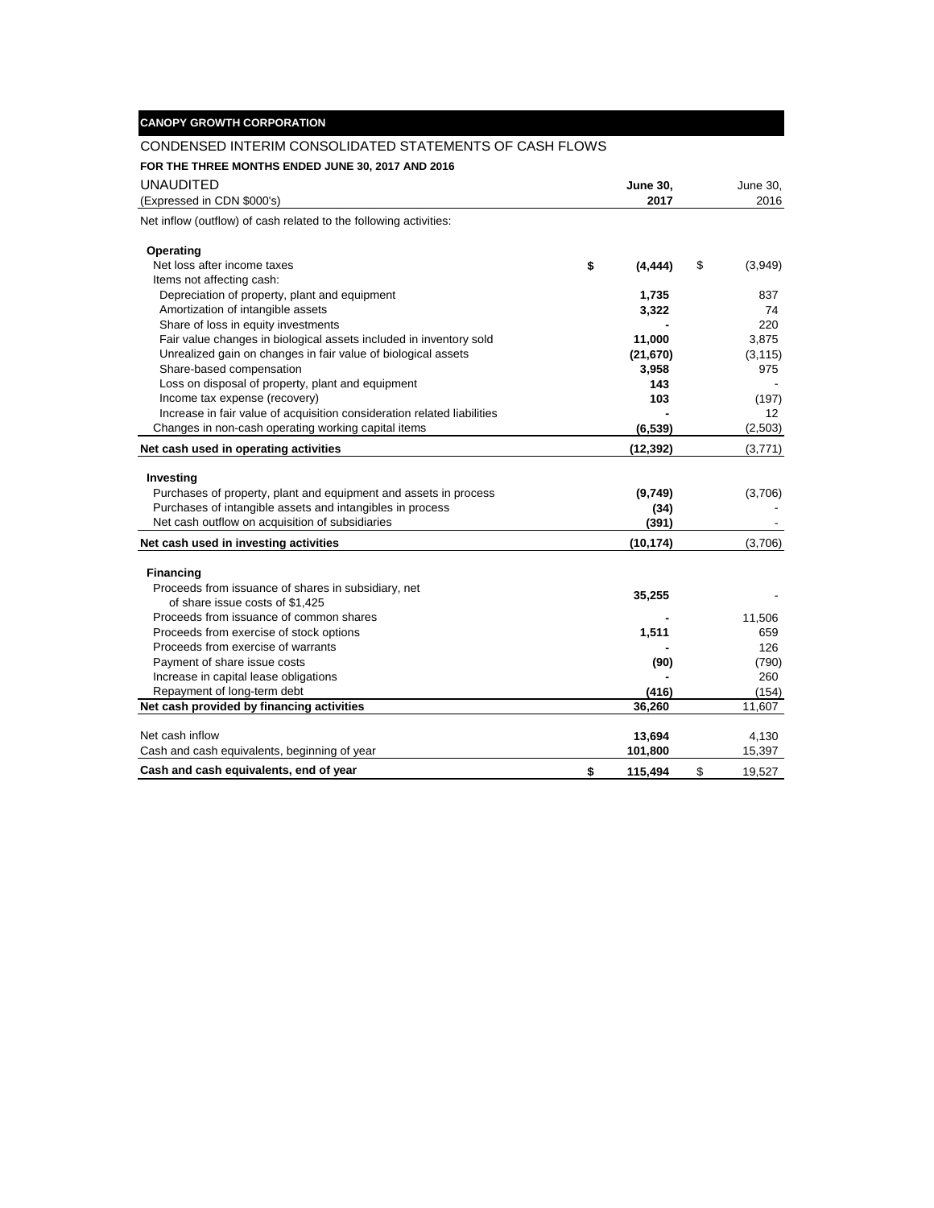**CANOPY GROWTH CORPORATION**

CONDENSED INTERIM CONSOLIDATED STATEMENTS OF CASH FLOWS

**FOR THE THREE MONTHS ENDED JUNE 30, 2017 AND 2016**

| UNAUDITED<br>(Expressed in CDN $000's) | **June 30, 2017** | June 30, 2016 |
|---|---|---|
| Net inflow (outflow) of cash related to the following activities: | | |
| **Operating** | | |
| Net loss after income taxes | **$ (4,444)** | $ (3,949) |
| Items not affecting cash: | | |
| Depreciation of property, plant and equipment | **1,735** | 837 |
| Amortization of intangible assets | **3,322** | 74 |
| Share of loss in equity investments | **-** | 220 |
| Fair value changes in biological assets included in inventory sold | **11,000** | 3,875 |
| Unrealized gain on changes in fair value of biological assets | **(21,670)** | (3,115) |
| Share-based compensation | **3,958** | 975 |
| Loss on disposal of property, plant and equipment | **143** | - |
| Income tax expense (recovery) | **103** | (197) |
| Increase in fair value of acquisition consideration related liabilities | **-** | 12 |
| Changes in non-cash operating working capital items | **(6,539)** | (2,503) |
| **Net cash used in operating activities** | **(12,392)** | (3,771) |
| **Investing** | | |
| Purchases of property, plant and equipment and assets in process | **(9,749)** | (3,706) |
| Purchases of intangible assets and intangibles in process | **(34)** | - |
| Net cash outflow on acquisition of subsidiaries | **(391)** | - |
| **Net cash used in investing activities** | **(10,174)** | (3,706) |
| **Financing** | | |
| Proceeds from issuance of shares in subsidiary, net of share issue costs of $1,425 | **35,255** | - |
| Proceeds from issuance of common shares | **-** | 11,506 |
| Proceeds from exercise of stock options | **1,511** | 659 |
| Proceeds from exercise of warrants | **-** | 126 |
| Payment of share issue costs | **(90)** | (790) |
| Increase in capital lease obligations | **-** | 260 |
| Repayment of long-term debt | **(416)** | (154) |
| **Net cash provided by financing activities** | **36,260** | 11,607 |
| Net cash inflow | **13,694** | 4,130 |
| Cash and cash equivalents, beginning of year | **101,800** | 15,397 |
| **Cash and cash equivalents, end of year** | **$ 115,494** | $ 19,527 |